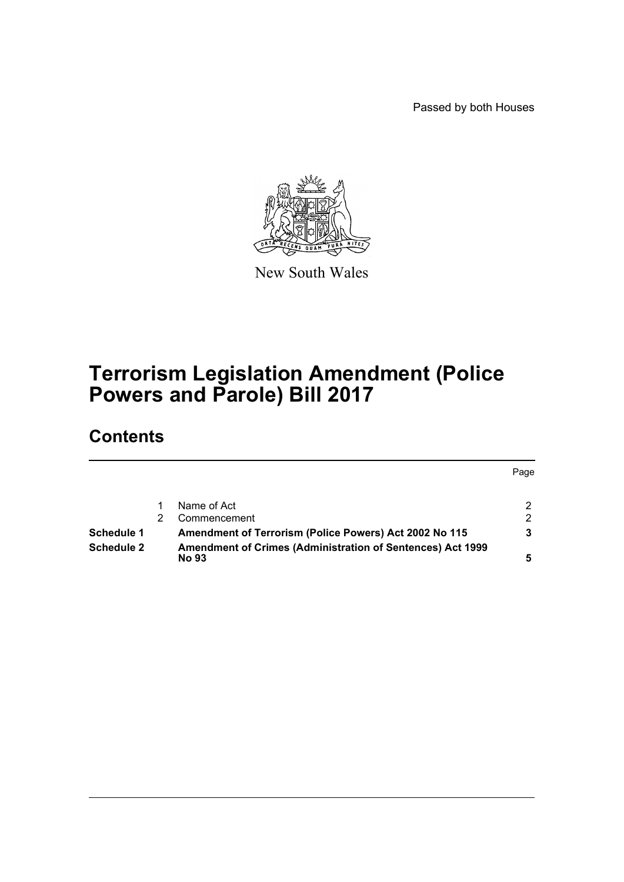Passed by both Houses

New South Wales

# Terrorism Legislation Amendment (Police Powers and Parole) Bill 2017

## Contents

| | | | Page |
|---|---|---|---|
| | 1 | Name of Act | 2 |
| | 2 | Commencement | 2 |
| **Schedule 1** | | **Amendment of Terrorism (Police Powers) Act 2002 No 115** | **3** |
| **Schedule 2** | | **Amendment of Crimes (Administration of Sentences) Act 1999 No 93** | **5** |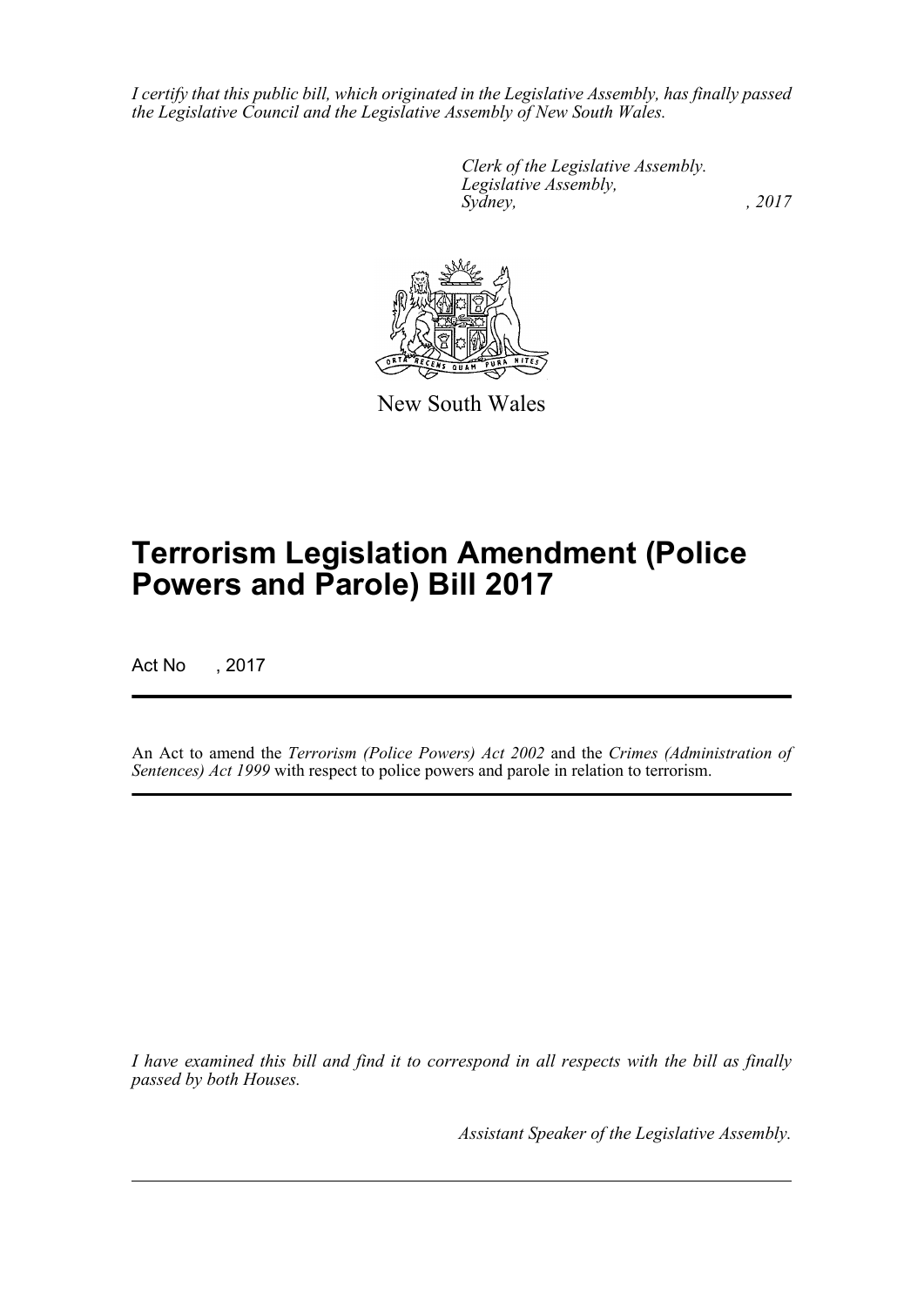*I certify that this public bill, which originated in the Legislative Assembly, has finally passed the Legislative Council and the Legislative Assembly of New South Wales.*

*Clerk of the Legislative Assembly.*
*Legislative Assembly,*
*Sydney, , 2017*

New South Wales

# Terrorism Legislation Amendment (Police Powers and Parole) Bill 2017

Act No , 2017

An Act to amend the *Terrorism (Police Powers) Act 2002* and the *Crimes (Administration of Sentences) Act 1999* with respect to police powers and parole in relation to terrorism.

*I have examined this bill and find it to correspond in all respects with the bill as finally passed by both Houses.*

*Assistant Speaker of the Legislative Assembly.*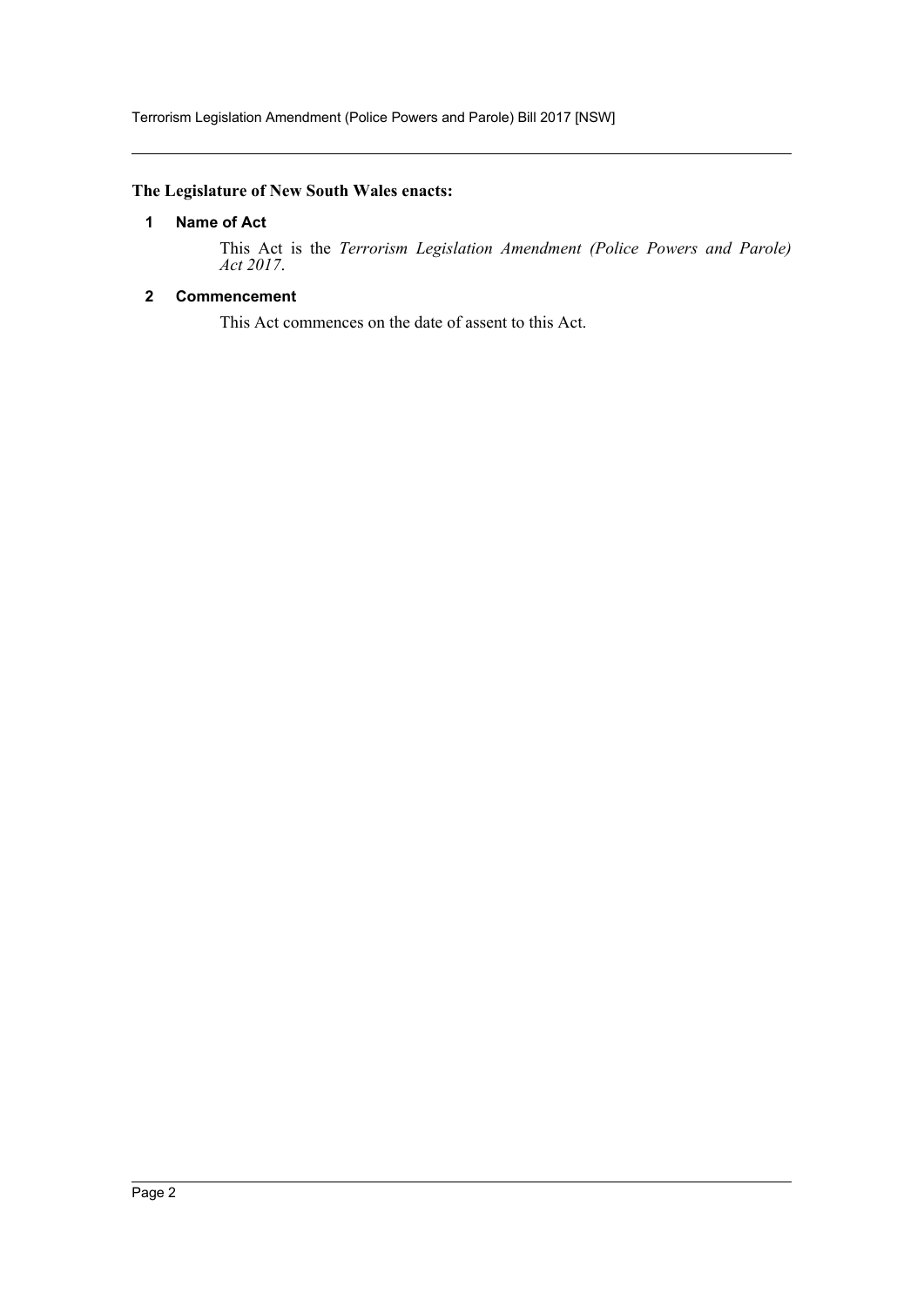**The Legislature of New South Wales enacts:**

### 1 Name of Act

This Act is the *Terrorism Legislation Amendment (Police Powers and Parole) Act 2017*.

### 2 Commencement

This Act commences on the date of assent to this Act.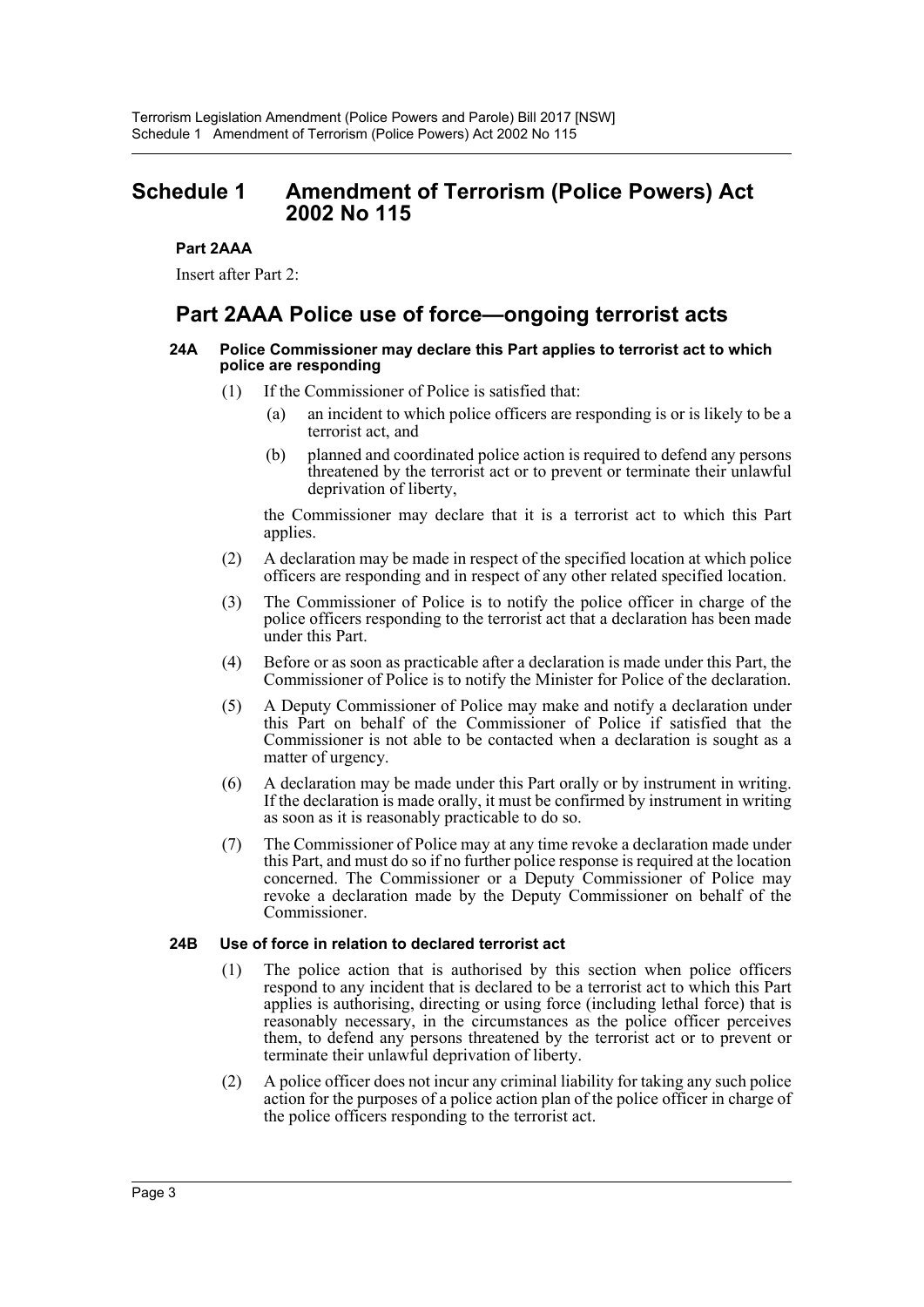# Schedule 1 Amendment of Terrorism (Police Powers) Act 2002 No 115

**Part 2AAA**

Insert after Part 2:

## Part 2AAA Police use of force—ongoing terrorist acts

### 24A Police Commissioner may declare this Part applies to terrorist act to which police are responding

(1) If the Commissioner of Police is satisfied that:

(a) an incident to which police officers are responding is or is likely to be a terrorist act, and

(b) planned and coordinated police action is required to defend any persons threatened by the terrorist act or to prevent or terminate their unlawful deprivation of liberty,

the Commissioner may declare that it is a terrorist act to which this Part applies.

(2) A declaration may be made in respect of the specified location at which police officers are responding and in respect of any other related specified location.

(3) The Commissioner of Police is to notify the police officer in charge of the police officers responding to the terrorist act that a declaration has been made under this Part.

(4) Before or as soon as practicable after a declaration is made under this Part, the Commissioner of Police is to notify the Minister for Police of the declaration.

(5) A Deputy Commissioner of Police may make and notify a declaration under this Part on behalf of the Commissioner of Police if satisfied that the Commissioner is not able to be contacted when a declaration is sought as a matter of urgency.

(6) A declaration may be made under this Part orally or by instrument in writing. If the declaration is made orally, it must be confirmed by instrument in writing as soon as it is reasonably practicable to do so.

(7) The Commissioner of Police may at any time revoke a declaration made under this Part, and must do so if no further police response is required at the location concerned. The Commissioner or a Deputy Commissioner of Police may revoke a declaration made by the Deputy Commissioner on behalf of the Commissioner.

### 24B Use of force in relation to declared terrorist act

(1) The police action that is authorised by this section when police officers respond to any incident that is declared to be a terrorist act to which this Part applies is authorising, directing or using force (including lethal force) that is reasonably necessary, in the circumstances as the police officer perceives them, to defend any persons threatened by the terrorist act or to prevent or terminate their unlawful deprivation of liberty.

(2) A police officer does not incur any criminal liability for taking any such police action for the purposes of a police action plan of the police officer in charge of the police officers responding to the terrorist act.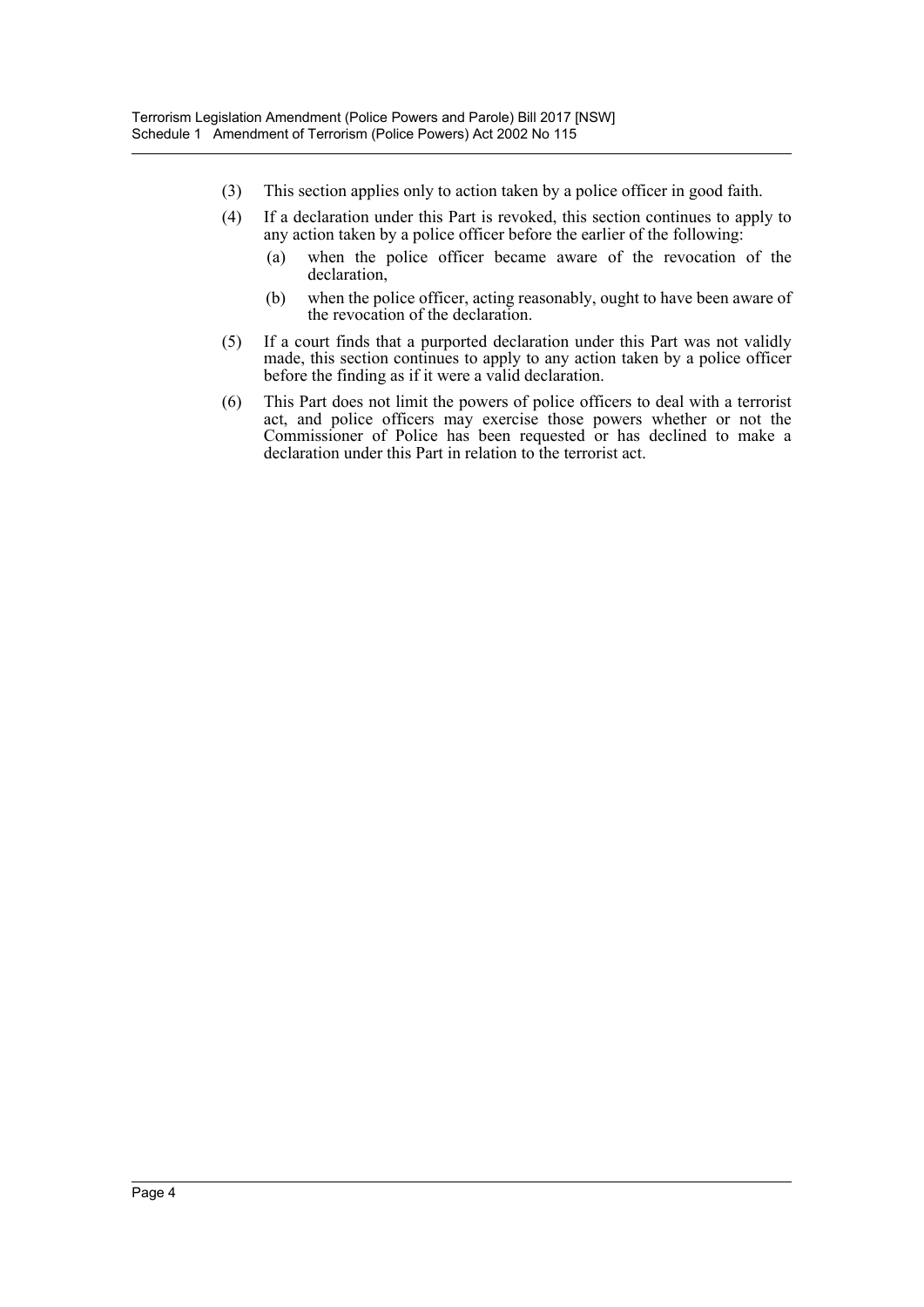(3) This section applies only to action taken by a police officer in good faith.

(4) If a declaration under this Part is revoked, this section continues to apply to any action taken by a police officer before the earlier of the following:

  (a) when the police officer became aware of the revocation of the declaration,

  (b) when the police officer, acting reasonably, ought to have been aware of the revocation of the declaration.

(5) If a court finds that a purported declaration under this Part was not validly made, this section continues to apply to any action taken by a police officer before the finding as if it were a valid declaration.

(6) This Part does not limit the powers of police officers to deal with a terrorist act, and police officers may exercise those powers whether or not the Commissioner of Police has been requested or has declined to make a declaration under this Part in relation to the terrorist act.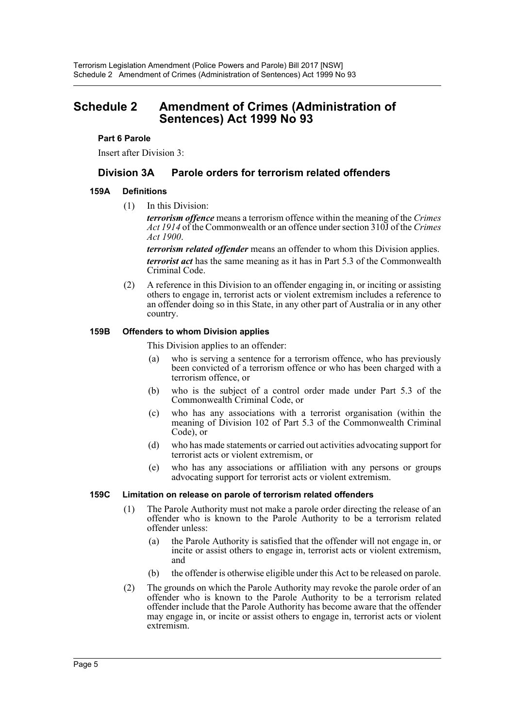# Schedule 2 Amendment of Crimes (Administration of Sentences) Act 1999 No 93

**Part 6 Parole**

Insert after Division 3:

## Division 3A Parole orders for terrorism related offenders

### 159A Definitions

(1) In this Division:

***terrorism offence*** means a terrorism offence within the meaning of the *Crimes Act 1914* of the Commonwealth or an offence under section 310J of the *Crimes Act 1900*.

***terrorism related offender*** means an offender to whom this Division applies.

***terrorist act*** has the same meaning as it has in Part 5.3 of the Commonwealth Criminal Code.

(2) A reference in this Division to an offender engaging in, or inciting or assisting others to engage in, terrorist acts or violent extremism includes a reference to an offender doing so in this State, in any other part of Australia or in any other country.

### 159B Offenders to whom Division applies

This Division applies to an offender:

(a) who is serving a sentence for a terrorism offence, who has previously been convicted of a terrorism offence or who has been charged with a terrorism offence, or

(b) who is the subject of a control order made under Part 5.3 of the Commonwealth Criminal Code, or

(c) who has any associations with a terrorist organisation (within the meaning of Division 102 of Part 5.3 of the Commonwealth Criminal Code), or

(d) who has made statements or carried out activities advocating support for terrorist acts or violent extremism, or

(e) who has any associations or affiliation with any persons or groups advocating support for terrorist acts or violent extremism.

### 159C Limitation on release on parole of terrorism related offenders

(1) The Parole Authority must not make a parole order directing the release of an offender who is known to the Parole Authority to be a terrorism related offender unless:

(a) the Parole Authority is satisfied that the offender will not engage in, or incite or assist others to engage in, terrorist acts or violent extremism, and

(b) the offender is otherwise eligible under this Act to be released on parole.

(2) The grounds on which the Parole Authority may revoke the parole order of an offender who is known to the Parole Authority to be a terrorism related offender include that the Parole Authority has become aware that the offender may engage in, or incite or assist others to engage in, terrorist acts or violent extremism.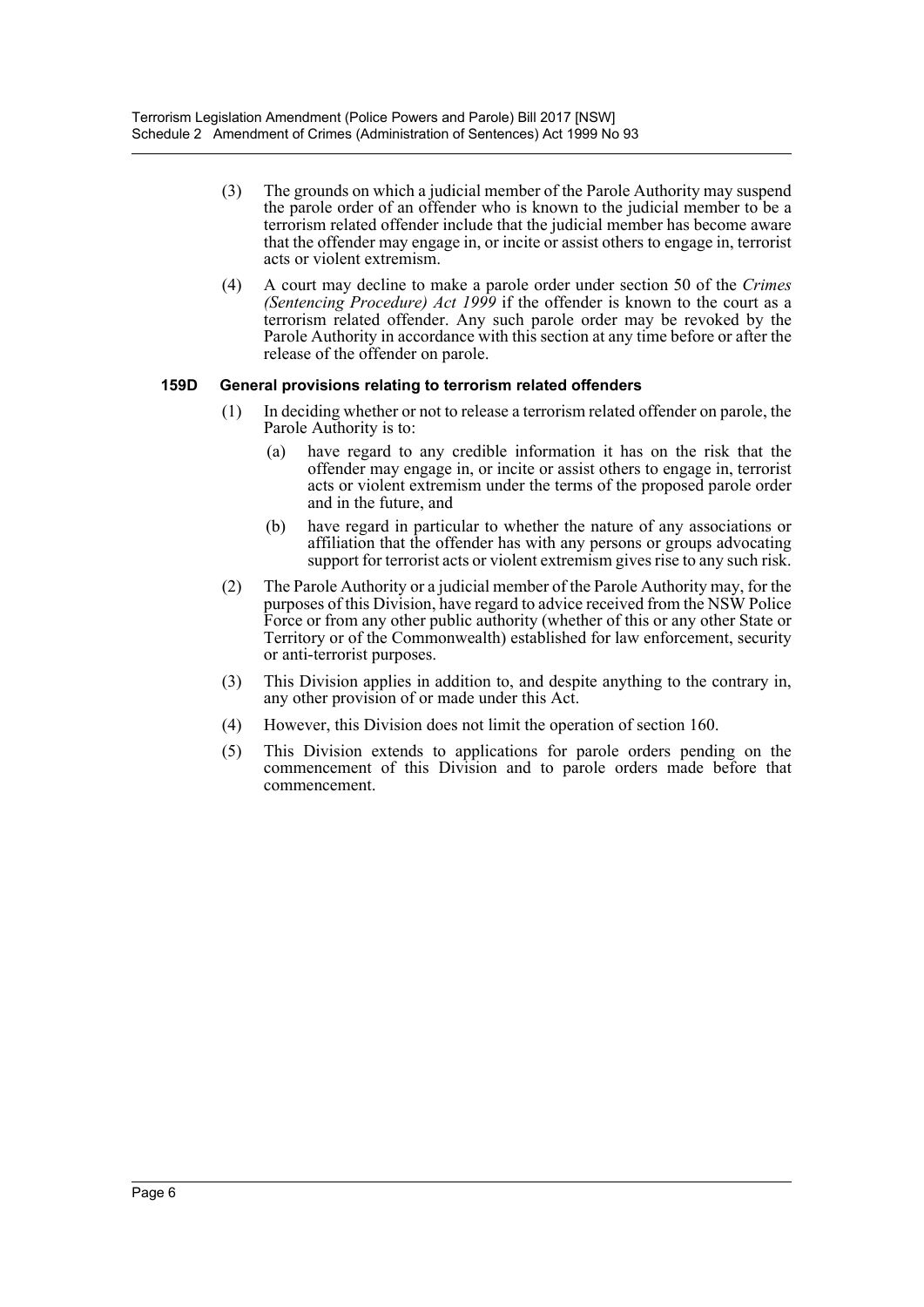(3) The grounds on which a judicial member of the Parole Authority may suspend the parole order of an offender who is known to the judicial member to be a terrorism related offender include that the judicial member has become aware that the offender may engage in, or incite or assist others to engage in, terrorist acts or violent extremism.

(4) A court may decline to make a parole order under section 50 of the *Crimes (Sentencing Procedure) Act 1999* if the offender is known to the court as a terrorism related offender. Any such parole order may be revoked by the Parole Authority in accordance with this section at any time before or after the release of the offender on parole.

**159D General provisions relating to terrorism related offenders**

(1) In deciding whether or not to release a terrorism related offender on parole, the Parole Authority is to:

(a) have regard to any credible information it has on the risk that the offender may engage in, or incite or assist others to engage in, terrorist acts or violent extremism under the terms of the proposed parole order and in the future, and

(b) have regard in particular to whether the nature of any associations or affiliation that the offender has with any persons or groups advocating support for terrorist acts or violent extremism gives rise to any such risk.

(2) The Parole Authority or a judicial member of the Parole Authority may, for the purposes of this Division, have regard to advice received from the NSW Police Force or from any other public authority (whether of this or any other State or Territory or of the Commonwealth) established for law enforcement, security or anti-terrorist purposes.

(3) This Division applies in addition to, and despite anything to the contrary in, any other provision of or made under this Act.

(4) However, this Division does not limit the operation of section 160.

(5) This Division extends to applications for parole orders pending on the commencement of this Division and to parole orders made before that commencement.